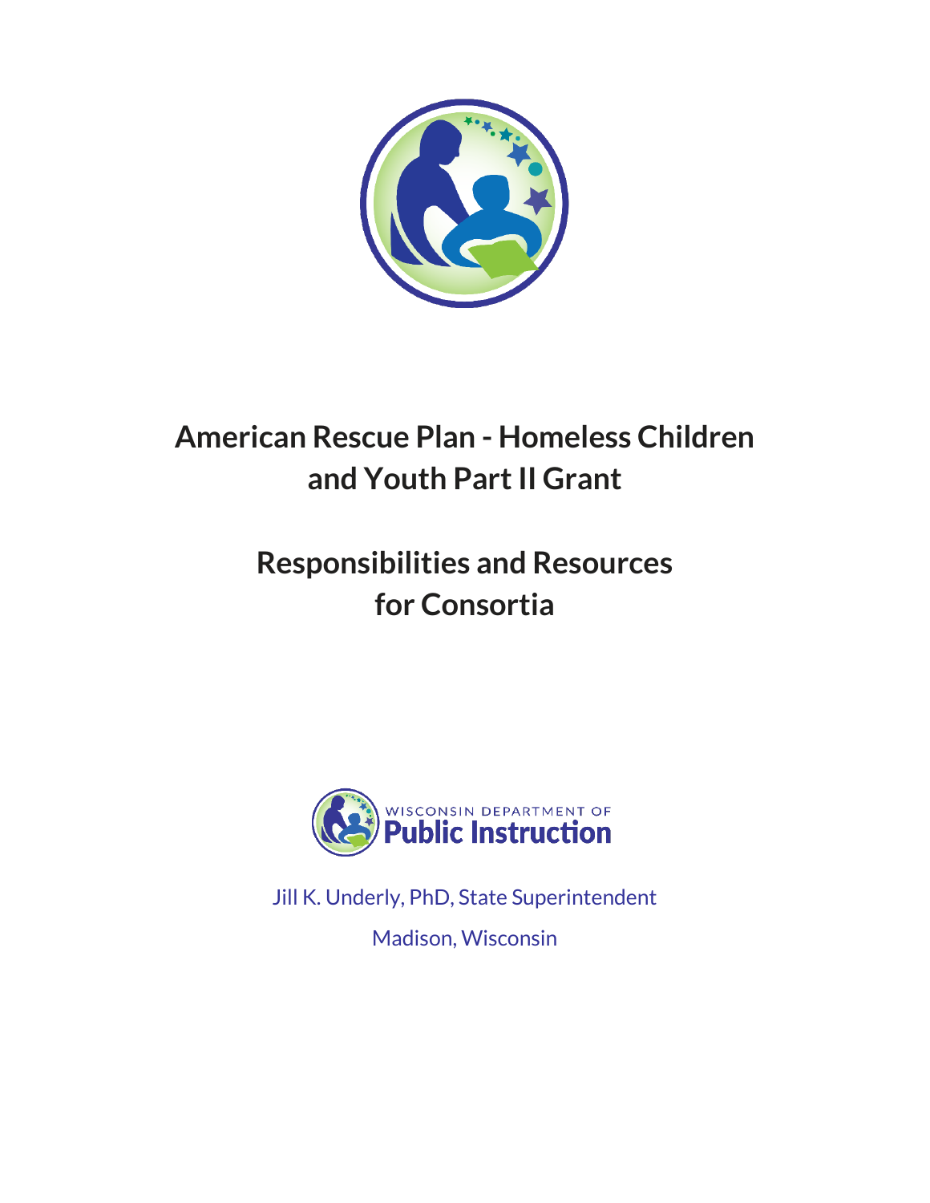# American Rescue Plan - Homeless Children and Youth Part II Grant

## Responsibilities and Resources for Consortia

WISCONSIN DEPARTMENT OF
Public Instruction

Jill K. Underly, PhD, State Superintendent

Madison, Wisconsin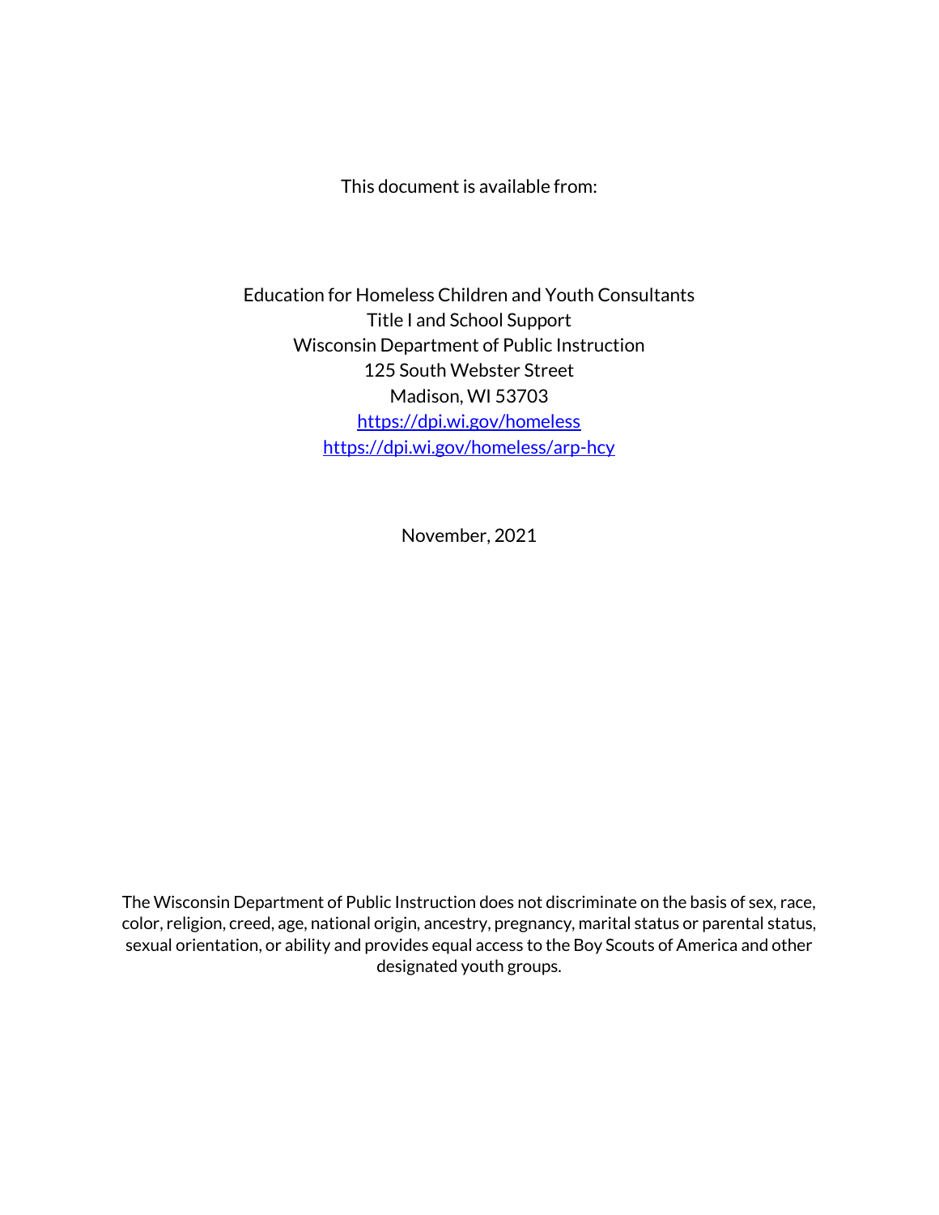This document is available from:

Education for Homeless Children and Youth Consultants
Title I and School Support
Wisconsin Department of Public Instruction
125 South Webster Street
Madison, WI 53703
[https://dpi.wi.gov/homeless](https://dpi.wi.gov/homeless)
[https://dpi.wi.gov/homeless/arp-hcy](https://dpi.wi.gov/homeless/arp-hcy)

November, 2021

The Wisconsin Department of Public Instruction does not discriminate on the basis of sex, race, color, religion, creed, age, national origin, ancestry, pregnancy, marital status or parental status, sexual orientation, or ability and provides equal access to the Boy Scouts of America and other designated youth groups.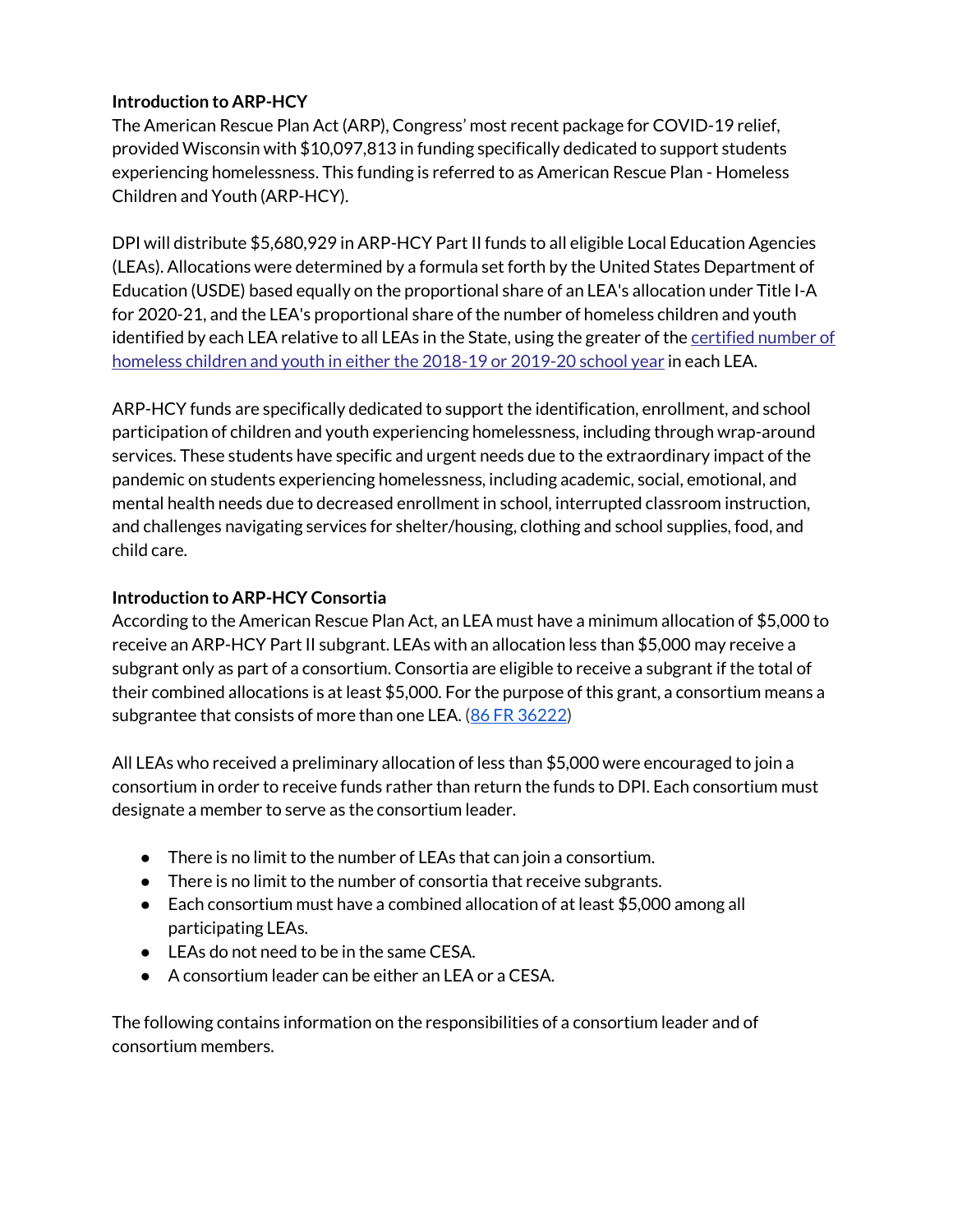**Introduction to ARP-HCY**

The American Rescue Plan Act (ARP), Congress' most recent package for COVID-19 relief, provided Wisconsin with $10,097,813 in funding specifically dedicated to support students experiencing homelessness. This funding is referred to as American Rescue Plan - Homeless Children and Youth (ARP-HCY).

DPI will distribute $5,680,929 in ARP-HCY Part II funds to all eligible Local Education Agencies (LEAs). Allocations were determined by a formula set forth by the United States Department of Education (USDE) based equally on the proportional share of an LEA's allocation under Title I-A for 2020-21, and the LEA's proportional share of the number of homeless children and youth identified by each LEA relative to all LEAs in the State, using the greater of the certified number of homeless children and youth in either the 2018-19 or 2019-20 school year in each LEA.

ARP-HCY funds are specifically dedicated to support the identification, enrollment, and school participation of children and youth experiencing homelessness, including through wrap-around services. These students have specific and urgent needs due to the extraordinary impact of the pandemic on students experiencing homelessness, including academic, social, emotional, and mental health needs due to decreased enrollment in school, interrupted classroom instruction, and challenges navigating services for shelter/housing, clothing and school supplies, food, and child care.

**Introduction to ARP-HCY Consortia**

According to the American Rescue Plan Act, an LEA must have a minimum allocation of $5,000 to receive an ARP-HCY Part II subgrant. LEAs with an allocation less than $5,000 may receive a subgrant only as part of a consortium. Consortia are eligible to receive a subgrant if the total of their combined allocations is at least $5,000. For the purpose of this grant, a consortium means a subgrantee that consists of more than one LEA. (86 FR 36222)

All LEAs who received a preliminary allocation of less than $5,000 were encouraged to join a consortium in order to receive funds rather than return the funds to DPI. Each consortium must designate a member to serve as the consortium leader.

- There is no limit to the number of LEAs that can join a consortium.
- There is no limit to the number of consortia that receive subgrants.
- Each consortium must have a combined allocation of at least $5,000 among all participating LEAs.
- LEAs do not need to be in the same CESA.
- A consortium leader can be either an LEA or a CESA.

The following contains information on the responsibilities of a consortium leader and of consortium members.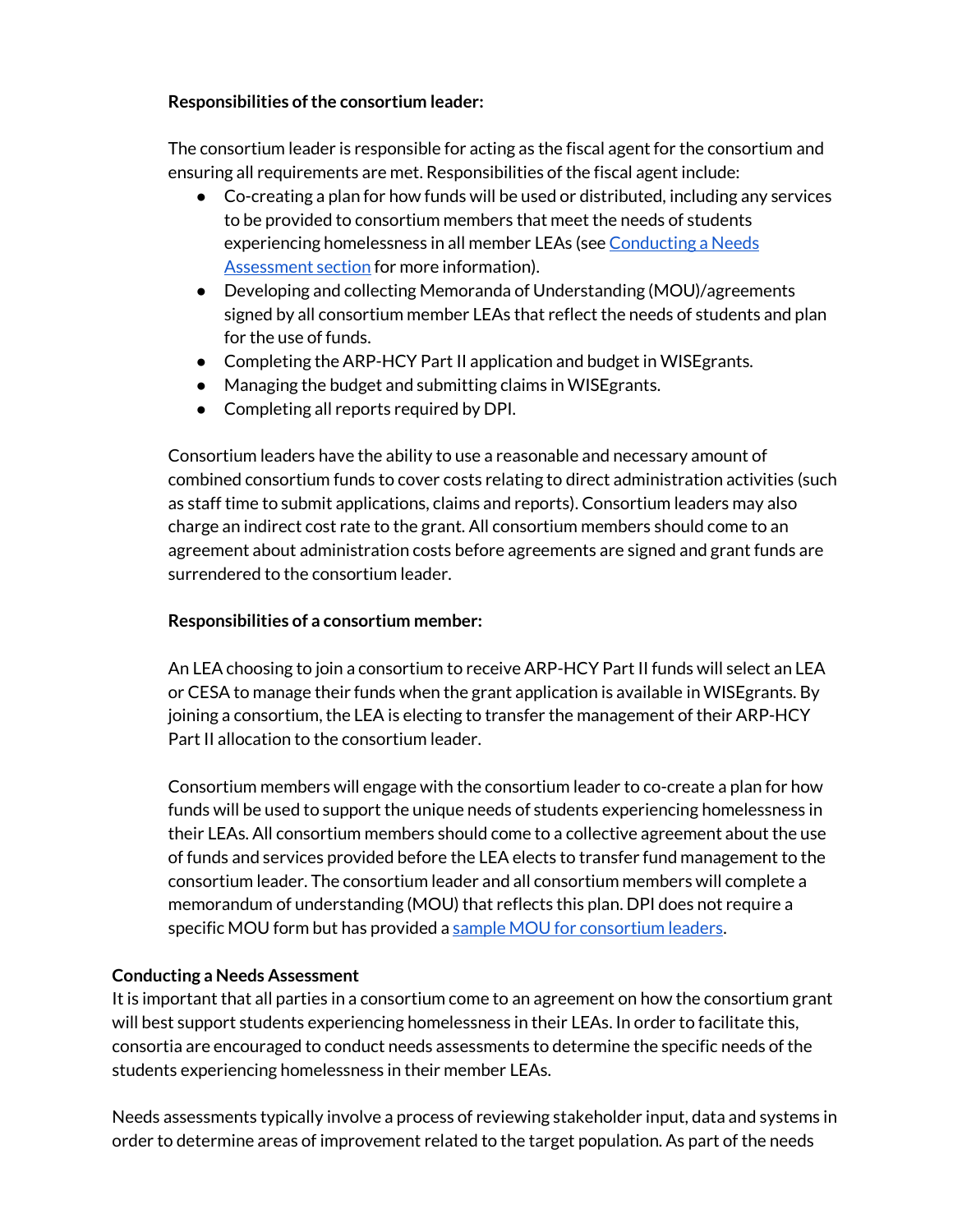**Responsibilities of the consortium leader:**

The consortium leader is responsible for acting as the fiscal agent for the consortium and ensuring all requirements are met. Responsibilities of the fiscal agent include:

- Co-creating a plan for how funds will be used or distributed, including any services to be provided to consortium members that meet the needs of students experiencing homelessness in all member LEAs (see Conducting a Needs Assessment section for more information).
- Developing and collecting Memoranda of Understanding (MOU)/agreements signed by all consortium member LEAs that reflect the needs of students and plan for the use of funds.
- Completing the ARP-HCY Part II application and budget in WISEgrants.
- Managing the budget and submitting claims in WISEgrants.
- Completing all reports required by DPI.

Consortium leaders have the ability to use a reasonable and necessary amount of combined consortium funds to cover costs relating to direct administration activities (such as staff time to submit applications, claims and reports). Consortium leaders may also charge an indirect cost rate to the grant. All consortium members should come to an agreement about administration costs before agreements are signed and grant funds are surrendered to the consortium leader.

**Responsibilities of a consortium member:**

An LEA choosing to join a consortium to receive ARP-HCY Part II funds will select an LEA or CESA to manage their funds when the grant application is available in WISEgrants. By joining a consortium, the LEA is electing to transfer the management of their ARP-HCY Part II allocation to the consortium leader.

Consortium members will engage with the consortium leader to co-create a plan for how funds will be used to support the unique needs of students experiencing homelessness in their LEAs. All consortium members should come to a collective agreement about the use of funds and services provided before the LEA elects to transfer fund management to the consortium leader. The consortium leader and all consortium members will complete a memorandum of understanding (MOU) that reflects this plan. DPI does not require a specific MOU form but has provided a sample MOU for consortium leaders.

**Conducting a Needs Assessment**

It is important that all parties in a consortium come to an agreement on how the consortium grant will best support students experiencing homelessness in their LEAs. In order to facilitate this, consortia are encouraged to conduct needs assessments to determine the specific needs of the students experiencing homelessness in their member LEAs.

Needs assessments typically involve a process of reviewing stakeholder input, data and systems in order to determine areas of improvement related to the target population. As part of the needs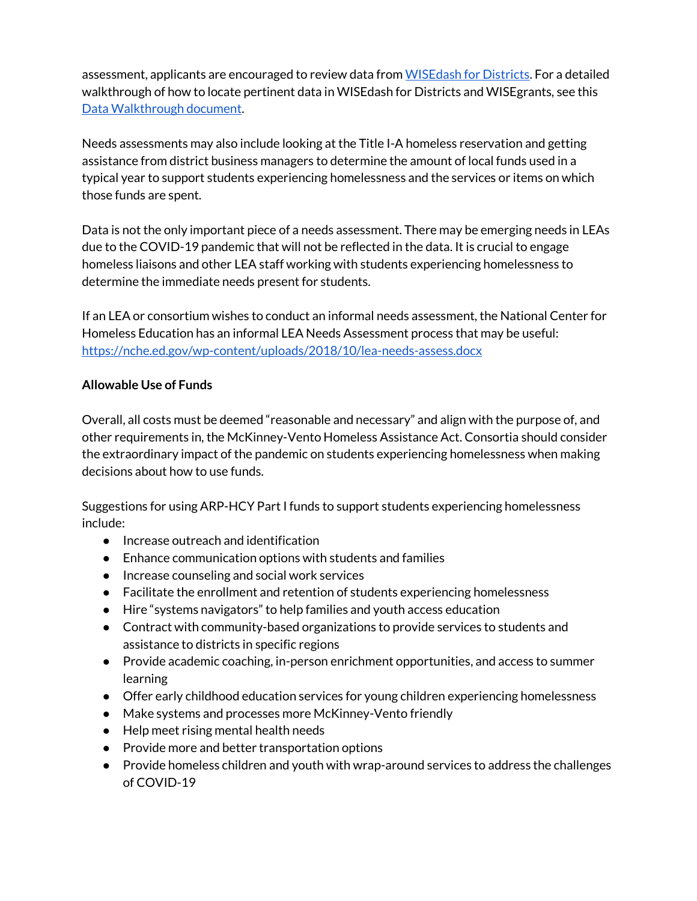assessment, applicants are encouraged to review data from [WISEdash for Districts](). For a detailed walkthrough of how to locate pertinent data in WISEdash for Districts and WISEgrants, see this [Data Walkthrough document]().

Needs assessments may also include looking at the Title I-A homeless reservation and getting assistance from district business managers to determine the amount of local funds used in a typical year to support students experiencing homelessness and the services or items on which those funds are spent.

Data is not the only important piece of a needs assessment. There may be emerging needs in LEAs due to the COVID-19 pandemic that will not be reflected in the data. It is crucial to engage homeless liaisons and other LEA staff working with students experiencing homelessness to determine the immediate needs present for students.

If an LEA or consortium wishes to conduct an informal needs assessment, the National Center for Homeless Education has an informal LEA Needs Assessment process that may be useful: https://nche.ed.gov/wp-content/uploads/2018/10/lea-needs-assess.docx

**Allowable Use of Funds**

Overall, all costs must be deemed "reasonable and necessary" and align with the purpose of, and other requirements in, the McKinney-Vento Homeless Assistance Act. Consortia should consider the extraordinary impact of the pandemic on students experiencing homelessness when making decisions about how to use funds.

Suggestions for using ARP-HCY Part I funds to support students experiencing homelessness include:

- Increase outreach and identification
- Enhance communication options with students and families
- Increase counseling and social work services
- Facilitate the enrollment and retention of students experiencing homelessness
- Hire "systems navigators" to help families and youth access education
- Contract with community-based organizations to provide services to students and assistance to districts in specific regions
- Provide academic coaching, in-person enrichment opportunities, and access to summer learning
- Offer early childhood education services for young children experiencing homelessness
- Make systems and processes more McKinney-Vento friendly
- Help meet rising mental health needs
- Provide more and better transportation options
- Provide homeless children and youth with wrap-around services to address the challenges of COVID-19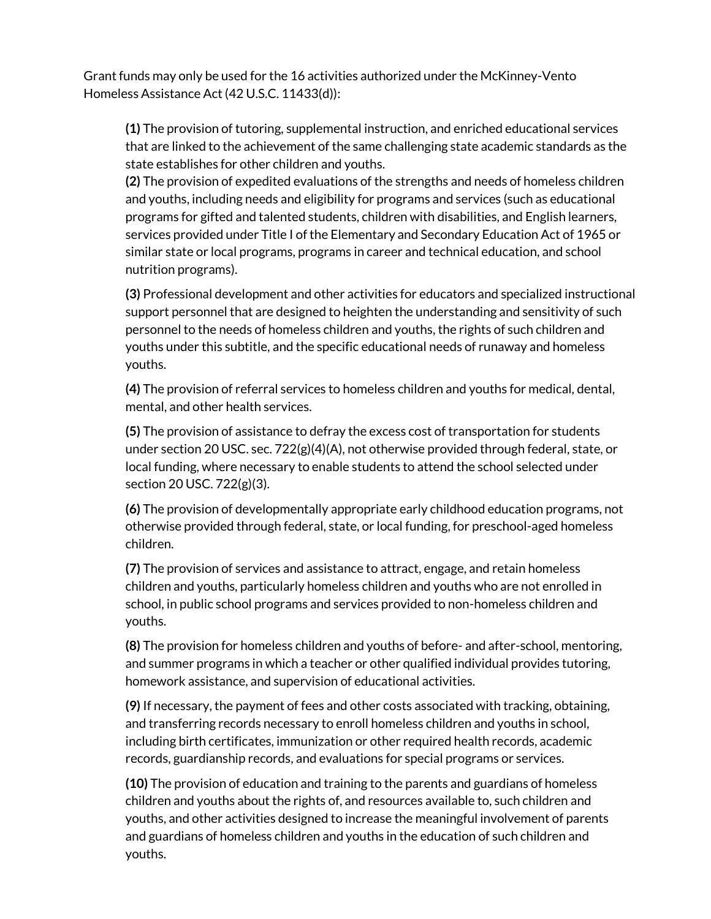Grant funds may only be used for the 16 activities authorized under the McKinney-Vento Homeless Assistance Act (42 U.S.C. 11433(d)):

**(1)** The provision of tutoring, supplemental instruction, and enriched educational services that are linked to the achievement of the same challenging state academic standards as the state establishes for other children and youths.

**(2)** The provision of expedited evaluations of the strengths and needs of homeless children and youths, including needs and eligibility for programs and services (such as educational programs for gifted and talented students, children with disabilities, and English learners, services provided under Title I of the Elementary and Secondary Education Act of 1965 or similar state or local programs, programs in career and technical education, and school nutrition programs).

**(3)** Professional development and other activities for educators and specialized instructional support personnel that are designed to heighten the understanding and sensitivity of such personnel to the needs of homeless children and youths, the rights of such children and youths under this subtitle, and the specific educational needs of runaway and homeless youths.

**(4)** The provision of referral services to homeless children and youths for medical, dental, mental, and other health services.

**(5)** The provision of assistance to defray the excess cost of transportation for students under section 20 USC. sec. 722(g)(4)(A), not otherwise provided through federal, state, or local funding, where necessary to enable students to attend the school selected under section 20 USC. 722(g)(3).

**(6)** The provision of developmentally appropriate early childhood education programs, not otherwise provided through federal, state, or local funding, for preschool-aged homeless children.

**(7)** The provision of services and assistance to attract, engage, and retain homeless children and youths, particularly homeless children and youths who are not enrolled in school, in public school programs and services provided to non-homeless children and youths.

**(8)** The provision for homeless children and youths of before- and after-school, mentoring, and summer programs in which a teacher or other qualified individual provides tutoring, homework assistance, and supervision of educational activities.

**(9)** If necessary, the payment of fees and other costs associated with tracking, obtaining, and transferring records necessary to enroll homeless children and youths in school, including birth certificates, immunization or other required health records, academic records, guardianship records, and evaluations for special programs or services.

**(10)** The provision of education and training to the parents and guardians of homeless children and youths about the rights of, and resources available to, such children and youths, and other activities designed to increase the meaningful involvement of parents and guardians of homeless children and youths in the education of such children and youths.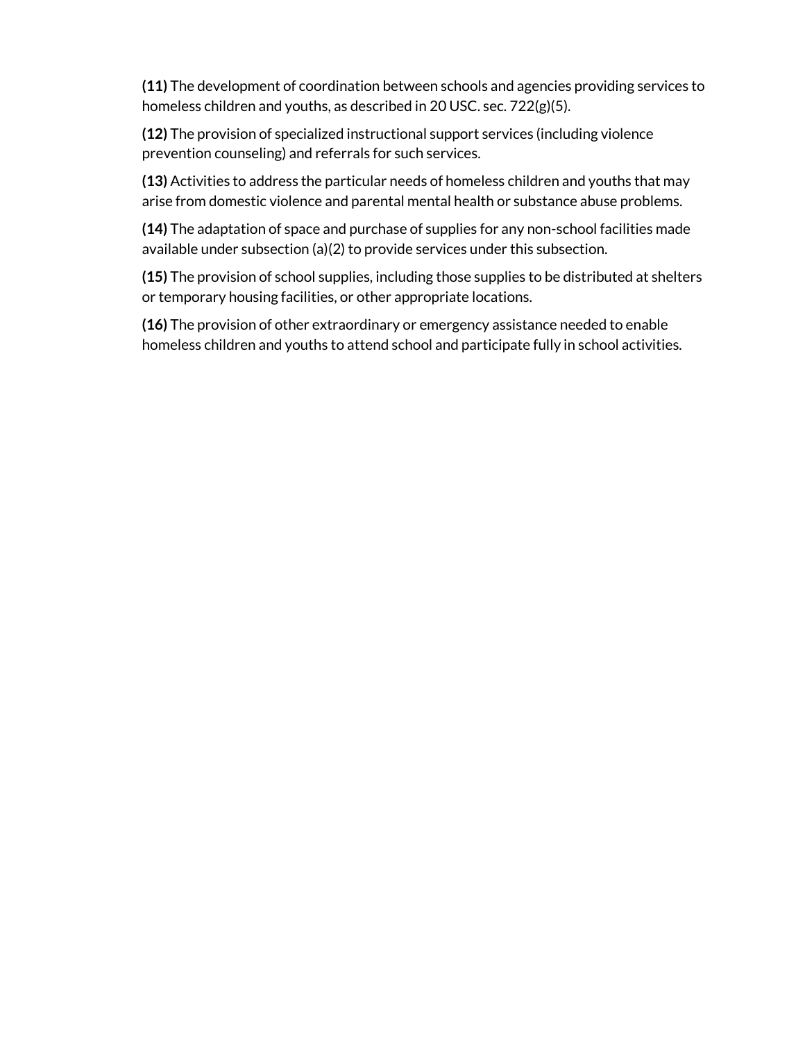**(11)** The development of coordination between schools and agencies providing services to homeless children and youths, as described in 20 USC. sec. 722(g)(5).

**(12)** The provision of specialized instructional support services (including violence prevention counseling) and referrals for such services.

**(13)** Activities to address the particular needs of homeless children and youths that may arise from domestic violence and parental mental health or substance abuse problems.

**(14)** The adaptation of space and purchase of supplies for any non-school facilities made available under subsection (a)(2) to provide services under this subsection.

**(15)** The provision of school supplies, including those supplies to be distributed at shelters or temporary housing facilities, or other appropriate locations.

**(16)** The provision of other extraordinary or emergency assistance needed to enable homeless children and youths to attend school and participate fully in school activities.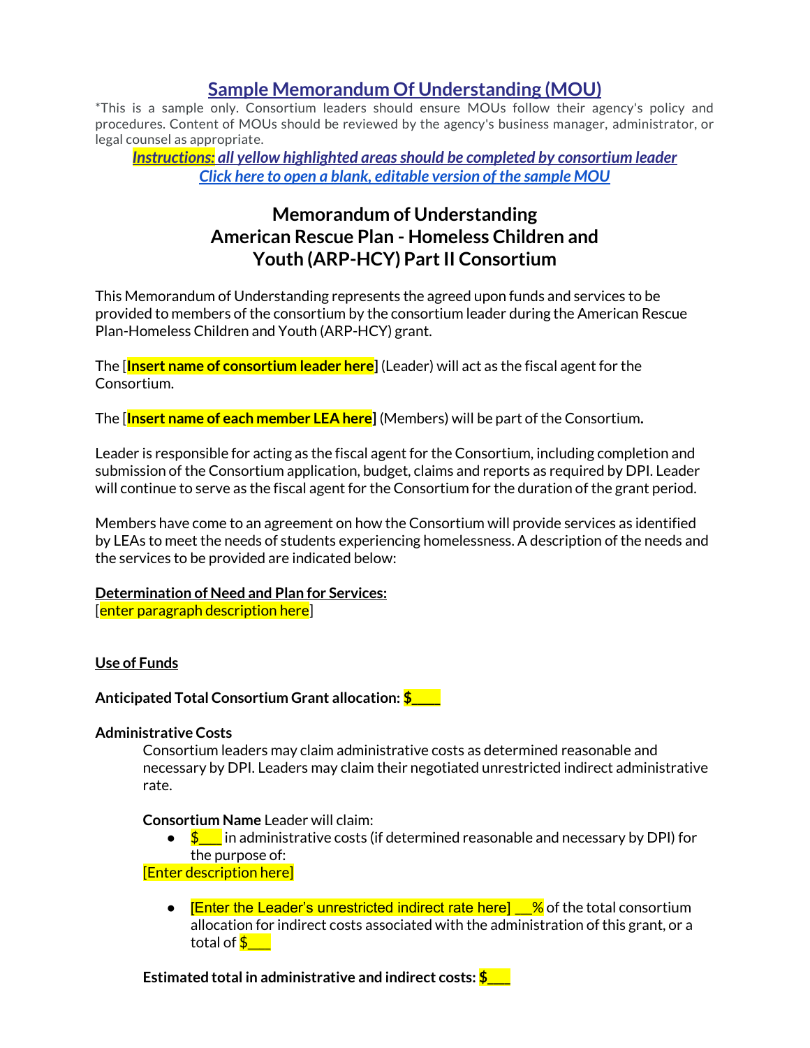# Sample Memorandum Of Understanding (MOU)

*This is a sample only. Consortium leaders should ensure MOUs follow their agency's policy and procedures. Content of MOUs should be reviewed by the agency's business manager, administrator, or legal counsel as appropriate.

***Instructions:* all yellow highlighted areas should be completed by consortium leader**

*Click here to open a blank, editable version of the sample MOU*

## Memorandum of Understanding
## American Rescue Plan - Homeless Children and Youth (ARP-HCY) Part II Consortium

This Memorandum of Understanding represents the agreed upon funds and services to be provided to members of the consortium by the consortium leader during the American Rescue Plan-Homeless Children and Youth (ARP-HCY) grant.

The [**Insert name of consortium leader here**] (Leader) will act as the fiscal agent for the Consortium.

The [**Insert name of each member LEA here**] (Members) will be part of the Consortium.

Leader is responsible for acting as the fiscal agent for the Consortium, including completion and submission of the Consortium application, budget, claims and reports as required by DPI. Leader will continue to serve as the fiscal agent for the Consortium for the duration of the grant period.

Members have come to an agreement on how the Consortium will provide services as identified by LEAs to meet the needs of students experiencing homelessness. A description of the needs and the services to be provided are indicated below:

**Determination of Need and Plan for Services:**
[enter paragraph description here]

**Use of Funds**

**Anticipated Total Consortium Grant allocation: $____**

**Administrative Costs**

Consortium leaders may claim administrative costs as determined reasonable and necessary by DPI. Leaders may claim their negotiated unrestricted indirect administrative rate.

**Consortium Name** Leader will claim:

- $___ in administrative costs (if determined reasonable and necessary by DPI) for the purpose of:

[Enter description here]

- [Enter the Leader's unrestricted indirect rate here] __% of the total consortium allocation for indirect costs associated with the administration of this grant, or a total of $___

**Estimated total in administrative and indirect costs: $___**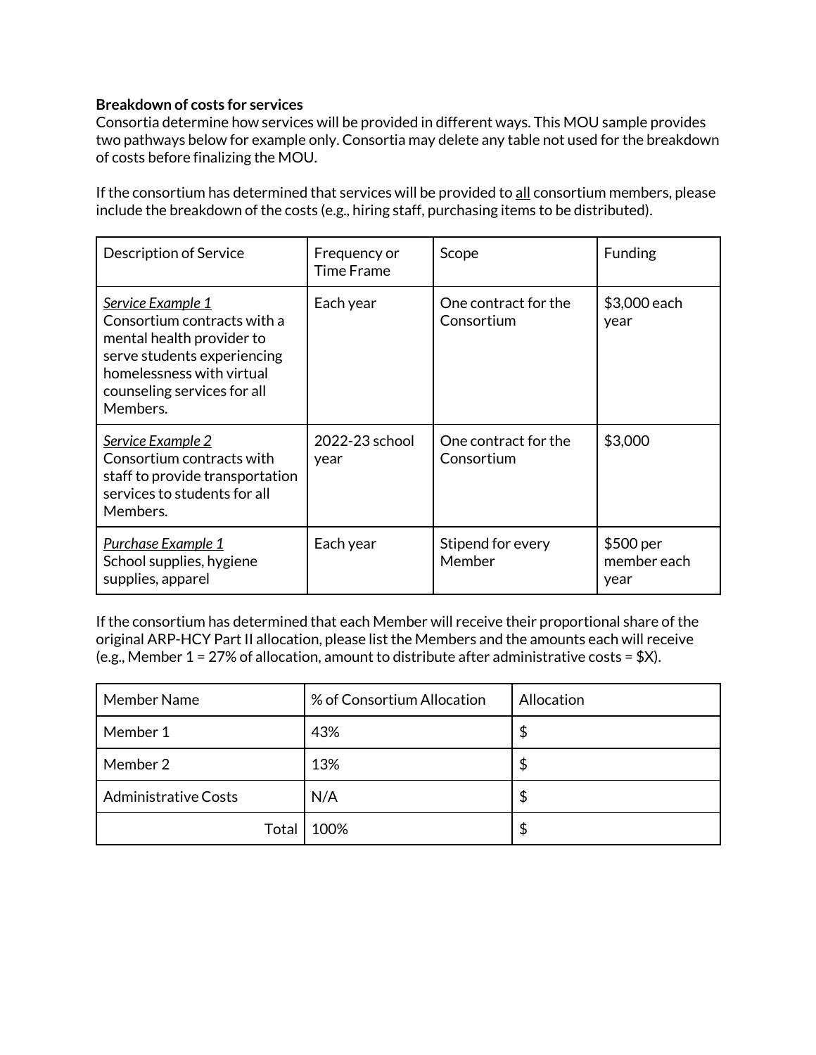**Breakdown of costs for services**

Consortia determine how services will be provided in different ways. This MOU sample provides two pathways below for example only. Consortia may delete any table not used for the breakdown of costs before finalizing the MOU.

If the consortium has determined that services will be provided to all consortium members, please include the breakdown of the costs (e.g., hiring staff, purchasing items to be distributed).

| Description of Service | Frequency or Time Frame | Scope | Funding |
|---|---|---|---|
| *Service Example 1* Consortium contracts with a mental health provider to serve students experiencing homelessness with virtual counseling services for all Members. | Each year | One contract for the Consortium | \$3,000 each year |
| *Service Example 2* Consortium contracts with staff to provide transportation services to students for all Members. | 2022-23 school year | One contract for the Consortium | \$3,000 |
| *Purchase Example 1* School supplies, hygiene supplies, apparel | Each year | Stipend for every Member | \$500 per member each year |

If the consortium has determined that each Member will receive their proportional share of the original ARP-HCY Part II allocation, please list the Members and the amounts each will receive (e.g., Member 1 = 27% of allocation, amount to distribute after administrative costs = \$X).

| Member Name | % of Consortium Allocation | Allocation |
|---|---|---|
| Member 1 | 43% | \$ |
| Member 2 | 13% | \$ |
| Administrative Costs | N/A | \$ |
| Total | 100% | \$ |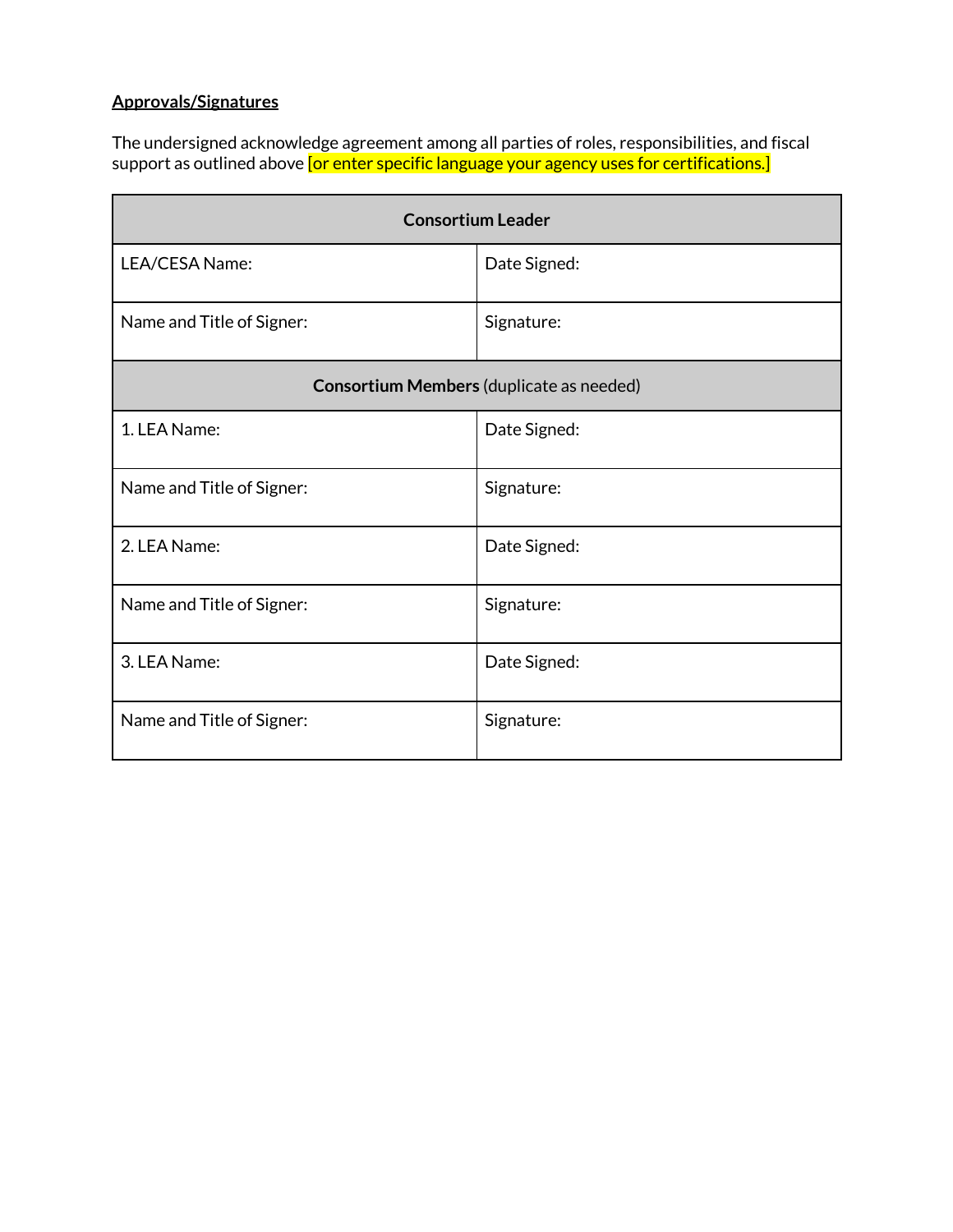**Approvals/Signatures**

The undersigned acknowledge agreement among all parties of roles, responsibilities, and fiscal support as outlined above [or enter specific language your agency uses for certifications.]

| | |
|---|---|
| **Consortium Leader** | |
| LEA/CESA Name: | Date Signed: |
| Name and Title of Signer: | Signature: |
| **Consortium Members** (duplicate as needed) | |
| 1. LEA Name: | Date Signed: |
| Name and Title of Signer: | Signature: |
| 2. LEA Name: | Date Signed: |
| Name and Title of Signer: | Signature: |
| 3. LEA Name: | Date Signed: |
| Name and Title of Signer: | Signature: |